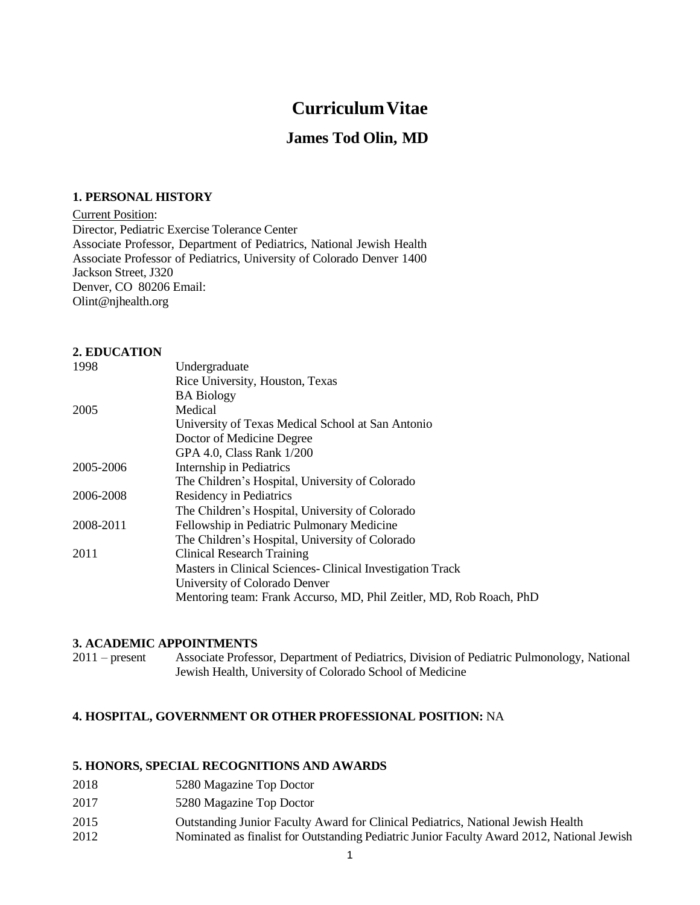# Curriculum Vitae

## James Tod Olin, MD

### 1. PERSONAL HISTORY

Current Position:
Director, Pediatric Exercise Tolerance Center
Associate Professor, Department of Pediatrics, National Jewish Health
Associate Professor of Pediatrics, University of Colorado Denver 1400
Jackson Street, J320
Denver, CO 80206 Email:
Olint@njhealth.org

### 2. EDUCATION

| | |
|---|---|
| 1998 | Undergraduate<br>Rice University, Houston, Texas<br>BA Biology |
| 2005 | Medical<br>University of Texas Medical School at San Antonio<br>Doctor of Medicine Degree<br>GPA 4.0, Class Rank 1/200 |
| 2005-2006 | Internship in Pediatrics<br>The Children's Hospital, University of Colorado |
| 2006-2008 | Residency in Pediatrics<br>The Children's Hospital, University of Colorado |
| 2008-2011 | Fellowship in Pediatric Pulmonary Medicine<br>The Children's Hospital, University of Colorado |
| 2011 | Clinical Research Training<br>Masters in Clinical Sciences- Clinical Investigation Track<br>University of Colorado Denver<br>Mentoring team: Frank Accurso, MD, Phil Zeitler, MD, Rob Roach, PhD |

### 3. ACADEMIC APPOINTMENTS

| | |
|---|---|
| 2011 – present | Associate Professor, Department of Pediatrics, Division of Pediatric Pulmonology, National Jewish Health, University of Colorado School of Medicine |

### 4. HOSPITAL, GOVERNMENT OR OTHER PROFESSIONAL POSITION: NA

### 5. HONORS, SPECIAL RECOGNITIONS AND AWARDS

| | |
|---|---|
| 2018 | 5280 Magazine Top Doctor |
| 2017 | 5280 Magazine Top Doctor |
| 2015 | Outstanding Junior Faculty Award for Clinical Pediatrics, National Jewish Health |
| 2012 | Nominated as finalist for Outstanding Pediatric Junior Faculty Award 2012, National Jewish |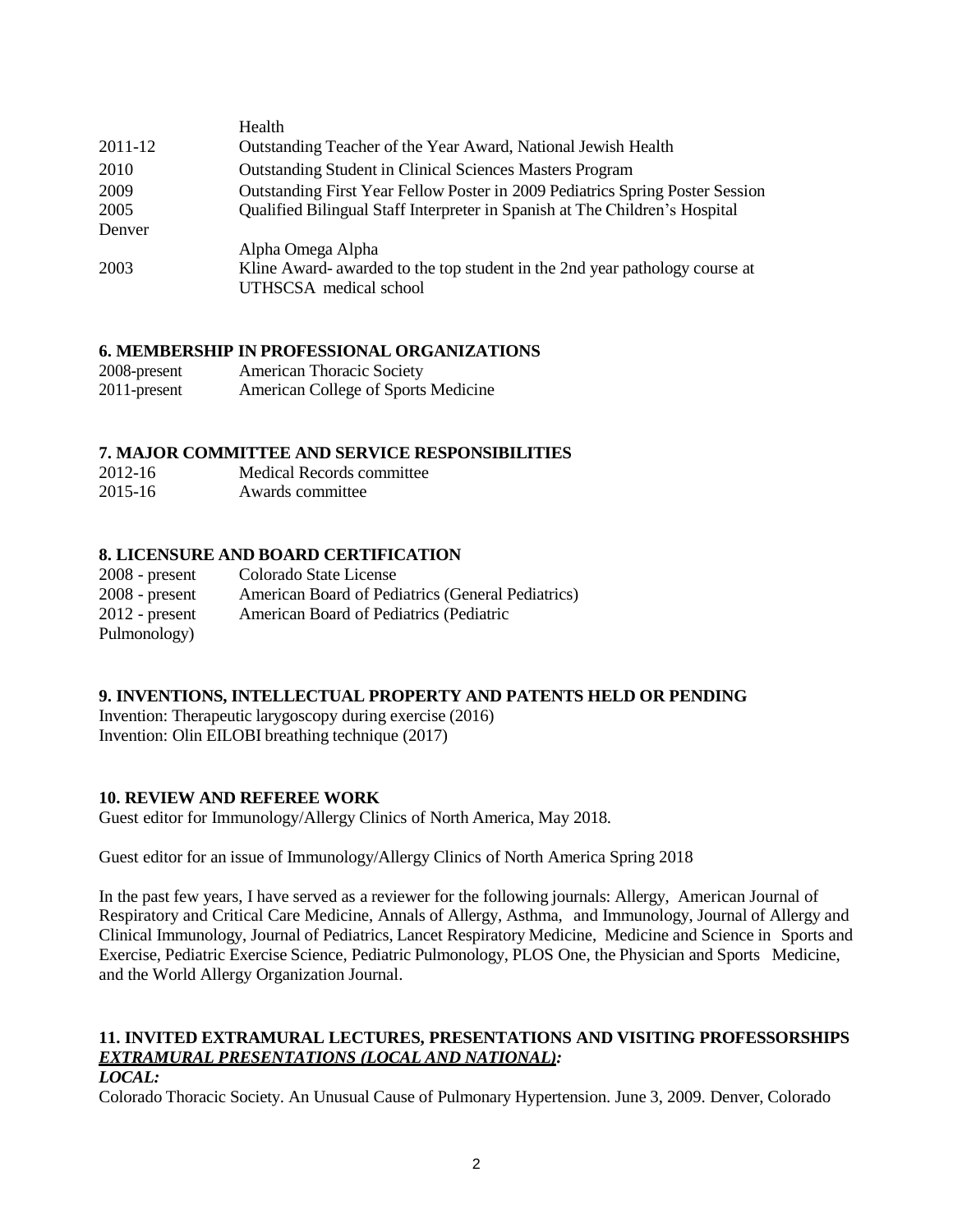| | |
|---|---|
| | Health |
| 2011-12 | Outstanding Teacher of the Year Award, National Jewish Health |
| 2010 | Outstanding Student in Clinical Sciences Masters Program |
| 2009 | Outstanding First Year Fellow Poster in 2009 Pediatrics Spring Poster Session |
| 2005 | Qualified Bilingual Staff Interpreter in Spanish at The Children's Hospital |
| Denver | |
| | Alpha Omega Alpha |
| 2003 | Kline Award- awarded to the top student in the 2nd year pathology course at UTHSCSA medical school |

**6. MEMBERSHIP IN PROFESSIONAL ORGANIZATIONS**

| | |
|---|---|
| 2008-present | American Thoracic Society |
| 2011-present | American College of Sports Medicine |

**7. MAJOR COMMITTEE AND SERVICE RESPONSIBILITIES**

| | |
|---|---|
| 2012-16 | Medical Records committee |
| 2015-16 | Awards committee |

**8. LICENSURE AND BOARD CERTIFICATION**

| | |
|---|---|
| 2008 - present | Colorado State License |
| 2008 - present | American Board of Pediatrics (General Pediatrics) |
| 2012 - present | American Board of Pediatrics (Pediatric Pulmonology) |

**9. INVENTIONS, INTELLECTUAL PROPERTY AND PATENTS HELD OR PENDING**

Invention: Therapeutic larygoscopy during exercise (2016)
Invention: Olin EILOBI breathing technique (2017)

**10. REVIEW AND REFEREE WORK**

Guest editor for Immunology/Allergy Clinics of North America, May 2018.

Guest editor for an issue of Immunology/Allergy Clinics of North America Spring 2018

In the past few years, I have served as a reviewer for the following journals: Allergy, American Journal of Respiratory and Critical Care Medicine, Annals of Allergy, Asthma, and Immunology, Journal of Allergy and Clinical Immunology, Journal of Pediatrics, Lancet Respiratory Medicine, Medicine and Science in Sports and Exercise, Pediatric Exercise Science, Pediatric Pulmonology, PLOS One, the Physician and Sports Medicine, and the World Allergy Organization Journal.

**11. INVITED EXTRAMURAL LECTURES, PRESENTATIONS AND VISITING PROFESSORSHIPS**

***EXTRAMURAL PRESENTATIONS (LOCAL AND NATIONAL):***

***LOCAL:***

Colorado Thoracic Society. An Unusual Cause of Pulmonary Hypertension. June 3, 2009. Denver, Colorado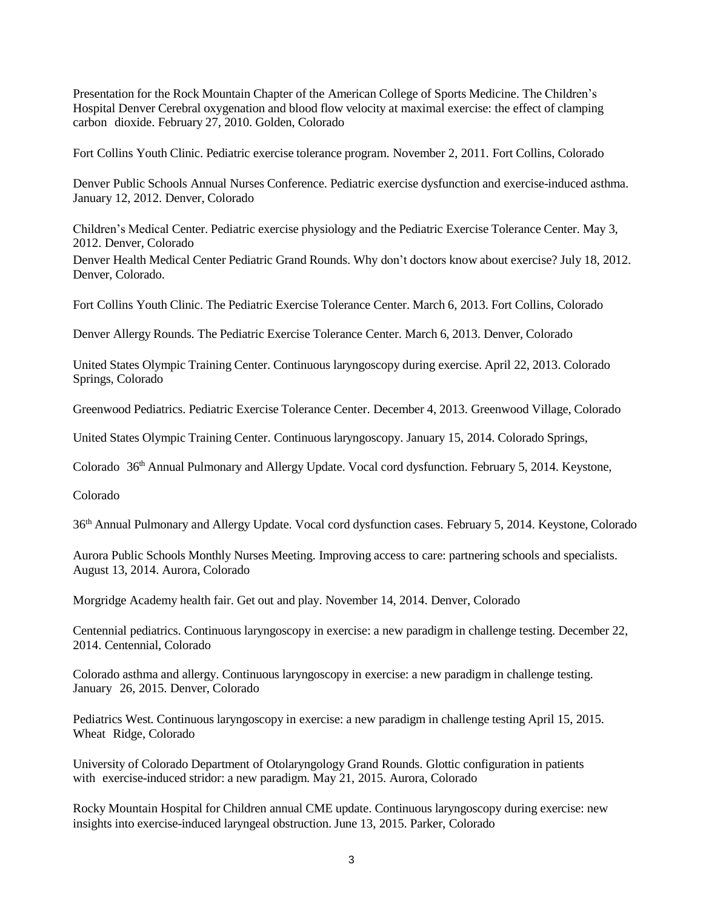Presentation for the Rock Mountain Chapter of the American College of Sports Medicine. The Children's Hospital Denver Cerebral oxygenation and blood flow velocity at maximal exercise: the effect of clamping carbon dioxide. February 27, 2010. Golden, Colorado

Fort Collins Youth Clinic. Pediatric exercise tolerance program. November 2, 2011. Fort Collins, Colorado

Denver Public Schools Annual Nurses Conference. Pediatric exercise dysfunction and exercise-induced asthma. January 12, 2012. Denver, Colorado

Children's Medical Center. Pediatric exercise physiology and the Pediatric Exercise Tolerance Center. May 3, 2012. Denver, Colorado

Denver Health Medical Center Pediatric Grand Rounds. Why don't doctors know about exercise? July 18, 2012. Denver, Colorado.

Fort Collins Youth Clinic. The Pediatric Exercise Tolerance Center. March 6, 2013. Fort Collins, Colorado

Denver Allergy Rounds. The Pediatric Exercise Tolerance Center. March 6, 2013. Denver, Colorado

United States Olympic Training Center. Continuous laryngoscopy during exercise. April 22, 2013. Colorado Springs, Colorado

Greenwood Pediatrics. Pediatric Exercise Tolerance Center. December 4, 2013. Greenwood Village, Colorado

United States Olympic Training Center. Continuous laryngoscopy. January 15, 2014. Colorado Springs, Colorado

36th Annual Pulmonary and Allergy Update. Vocal cord dysfunction. February 5, 2014. Keystone, Colorado

36th Annual Pulmonary and Allergy Update. Vocal cord dysfunction cases. February 5, 2014. Keystone, Colorado

Aurora Public Schools Monthly Nurses Meeting. Improving access to care: partnering schools and specialists. August 13, 2014. Aurora, Colorado

Morgridge Academy health fair. Get out and play. November 14, 2014. Denver, Colorado

Centennial pediatrics. Continuous laryngoscopy in exercise: a new paradigm in challenge testing. December 22, 2014. Centennial, Colorado

Colorado asthma and allergy. Continuous laryngoscopy in exercise: a new paradigm in challenge testing. January 26, 2015. Denver, Colorado

Pediatrics West. Continuous laryngoscopy in exercise: a new paradigm in challenge testing April 15, 2015. Wheat Ridge, Colorado

University of Colorado Department of Otolaryngology Grand Rounds. Glottic configuration in patients with exercise-induced stridor: a new paradigm. May 21, 2015. Aurora, Colorado

Rocky Mountain Hospital for Children annual CME update. Continuous laryngoscopy during exercise: new insights into exercise-induced laryngeal obstruction. June 13, 2015. Parker, Colorado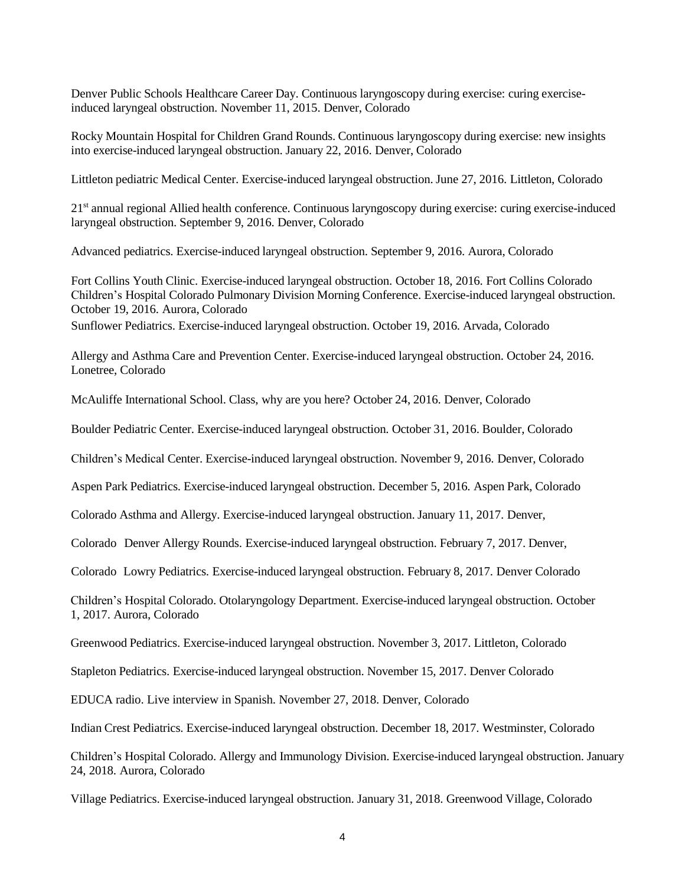Denver Public Schools Healthcare Career Day. Continuous laryngoscopy during exercise: curing exercise-induced laryngeal obstruction. November 11, 2015. Denver, Colorado

Rocky Mountain Hospital for Children Grand Rounds. Continuous laryngoscopy during exercise: new insights into exercise-induced laryngeal obstruction. January 22, 2016. Denver, Colorado

Littleton pediatric Medical Center. Exercise-induced laryngeal obstruction. June 27, 2016. Littleton, Colorado

21st annual regional Allied health conference. Continuous laryngoscopy during exercise: curing exercise-induced laryngeal obstruction. September 9, 2016. Denver, Colorado

Advanced pediatrics. Exercise-induced laryngeal obstruction. September 9, 2016. Aurora, Colorado

Fort Collins Youth Clinic. Exercise-induced laryngeal obstruction. October 18, 2016. Fort Collins Colorado

Children's Hospital Colorado Pulmonary Division Morning Conference. Exercise-induced laryngeal obstruction. October 19, 2016. Aurora, Colorado

Sunflower Pediatrics. Exercise-induced laryngeal obstruction. October 19, 2016. Arvada, Colorado

Allergy and Asthma Care and Prevention Center. Exercise-induced laryngeal obstruction. October 24, 2016. Lonetree, Colorado

McAuliffe International School. Class, why are you here? October 24, 2016. Denver, Colorado

Boulder Pediatric Center. Exercise-induced laryngeal obstruction. October 31, 2016. Boulder, Colorado

Children's Medical Center. Exercise-induced laryngeal obstruction. November 9, 2016. Denver, Colorado

Aspen Park Pediatrics. Exercise-induced laryngeal obstruction. December 5, 2016. Aspen Park, Colorado

Colorado Asthma and Allergy. Exercise-induced laryngeal obstruction. January 11, 2017. Denver, Colorado

Denver Allergy Rounds. Exercise-induced laryngeal obstruction. February 7, 2017. Denver, Colorado

Lowry Pediatrics. Exercise-induced laryngeal obstruction. February 8, 2017. Denver Colorado

Children's Hospital Colorado. Otolaryngology Department. Exercise-induced laryngeal obstruction. October 1, 2017. Aurora, Colorado

Greenwood Pediatrics. Exercise-induced laryngeal obstruction. November 3, 2017. Littleton, Colorado

Stapleton Pediatrics. Exercise-induced laryngeal obstruction. November 15, 2017. Denver Colorado

EDUCA radio. Live interview in Spanish. November 27, 2018. Denver, Colorado

Indian Crest Pediatrics. Exercise-induced laryngeal obstruction. December 18, 2017. Westminster, Colorado

Children's Hospital Colorado. Allergy and Immunology Division. Exercise-induced laryngeal obstruction. January 24, 2018. Aurora, Colorado

Village Pediatrics. Exercise-induced laryngeal obstruction. January 31, 2018. Greenwood Village, Colorado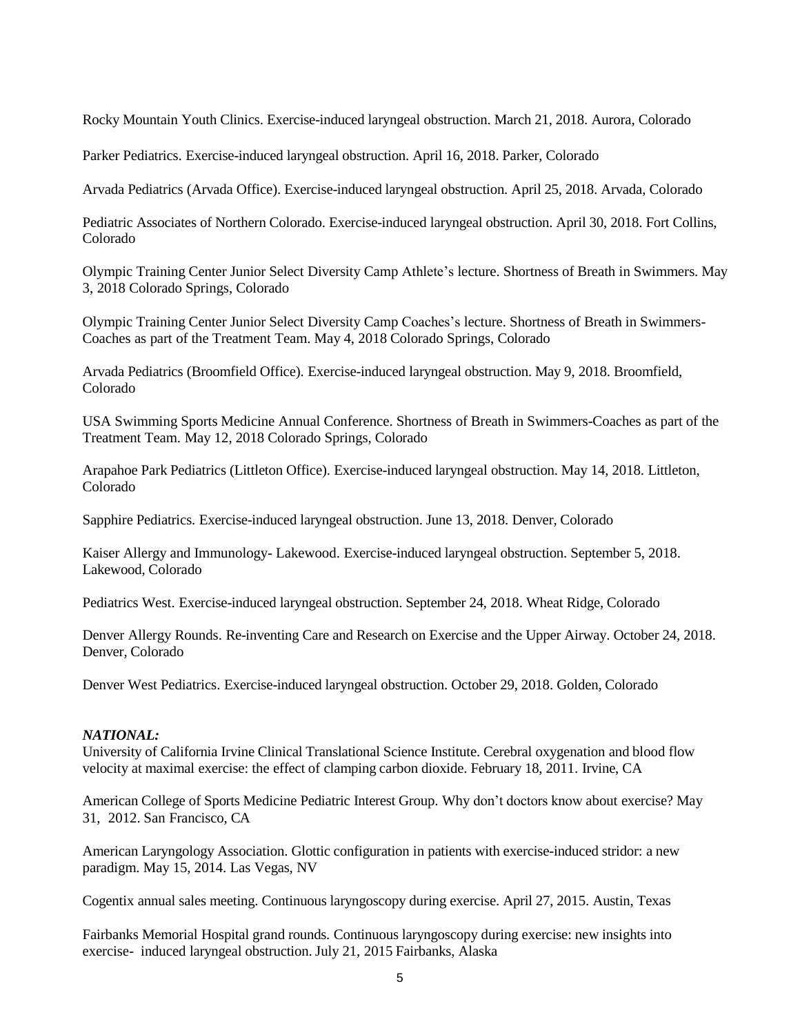Rocky Mountain Youth Clinics. Exercise-induced laryngeal obstruction. March 21, 2018. Aurora, Colorado

Parker Pediatrics. Exercise-induced laryngeal obstruction. April 16, 2018. Parker, Colorado

Arvada Pediatrics (Arvada Office). Exercise-induced laryngeal obstruction. April 25, 2018. Arvada, Colorado

Pediatric Associates of Northern Colorado. Exercise-induced laryngeal obstruction. April 30, 2018. Fort Collins, Colorado

Olympic Training Center Junior Select Diversity Camp Athlete's lecture. Shortness of Breath in Swimmers. May 3, 2018 Colorado Springs, Colorado

Olympic Training Center Junior Select Diversity Camp Coaches's lecture. Shortness of Breath in Swimmers-Coaches as part of the Treatment Team. May 4, 2018 Colorado Springs, Colorado

Arvada Pediatrics (Broomfield Office). Exercise-induced laryngeal obstruction. May 9, 2018. Broomfield, Colorado

USA Swimming Sports Medicine Annual Conference. Shortness of Breath in Swimmers-Coaches as part of the Treatment Team. May 12, 2018 Colorado Springs, Colorado

Arapahoe Park Pediatrics (Littleton Office). Exercise-induced laryngeal obstruction. May 14, 2018. Littleton, Colorado

Sapphire Pediatrics. Exercise-induced laryngeal obstruction. June 13, 2018. Denver, Colorado

Kaiser Allergy and Immunology- Lakewood. Exercise-induced laryngeal obstruction. September 5, 2018. Lakewood, Colorado

Pediatrics West. Exercise-induced laryngeal obstruction. September 24, 2018. Wheat Ridge, Colorado

Denver Allergy Rounds. Re-inventing Care and Research on Exercise and the Upper Airway. October 24, 2018. Denver, Colorado

Denver West Pediatrics. Exercise-induced laryngeal obstruction. October 29, 2018. Golden, Colorado

***NATIONAL:***

University of California Irvine Clinical Translational Science Institute. Cerebral oxygenation and blood flow velocity at maximal exercise: the effect of clamping carbon dioxide. February 18, 2011. Irvine, CA

American College of Sports Medicine Pediatric Interest Group. Why don't doctors know about exercise? May 31, 2012. San Francisco, CA

American Laryngology Association. Glottic configuration in patients with exercise-induced stridor: a new paradigm. May 15, 2014. Las Vegas, NV

Cogentix annual sales meeting. Continuous laryngoscopy during exercise. April 27, 2015. Austin, Texas

Fairbanks Memorial Hospital grand rounds. Continuous laryngoscopy during exercise: new insights into exercise- induced laryngeal obstruction. July 21, 2015 Fairbanks, Alaska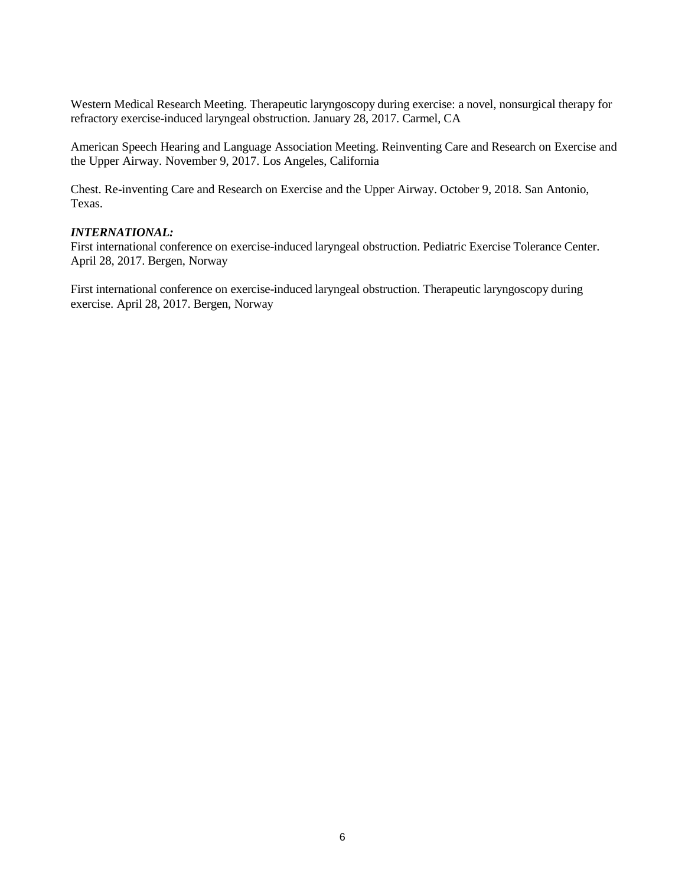Western Medical Research Meeting. Therapeutic laryngoscopy during exercise: a novel, nonsurgical therapy for refractory exercise-induced laryngeal obstruction. January 28, 2017. Carmel, CA

American Speech Hearing and Language Association Meeting. Reinventing Care and Research on Exercise and the Upper Airway. November 9, 2017. Los Angeles, California

Chest. Re-inventing Care and Research on Exercise and the Upper Airway. October 9, 2018. San Antonio, Texas.

***INTERNATIONAL:***

First international conference on exercise-induced laryngeal obstruction. Pediatric Exercise Tolerance Center. April 28, 2017. Bergen, Norway

First international conference on exercise-induced laryngeal obstruction. Therapeutic laryngoscopy during exercise. April 28, 2017. Bergen, Norway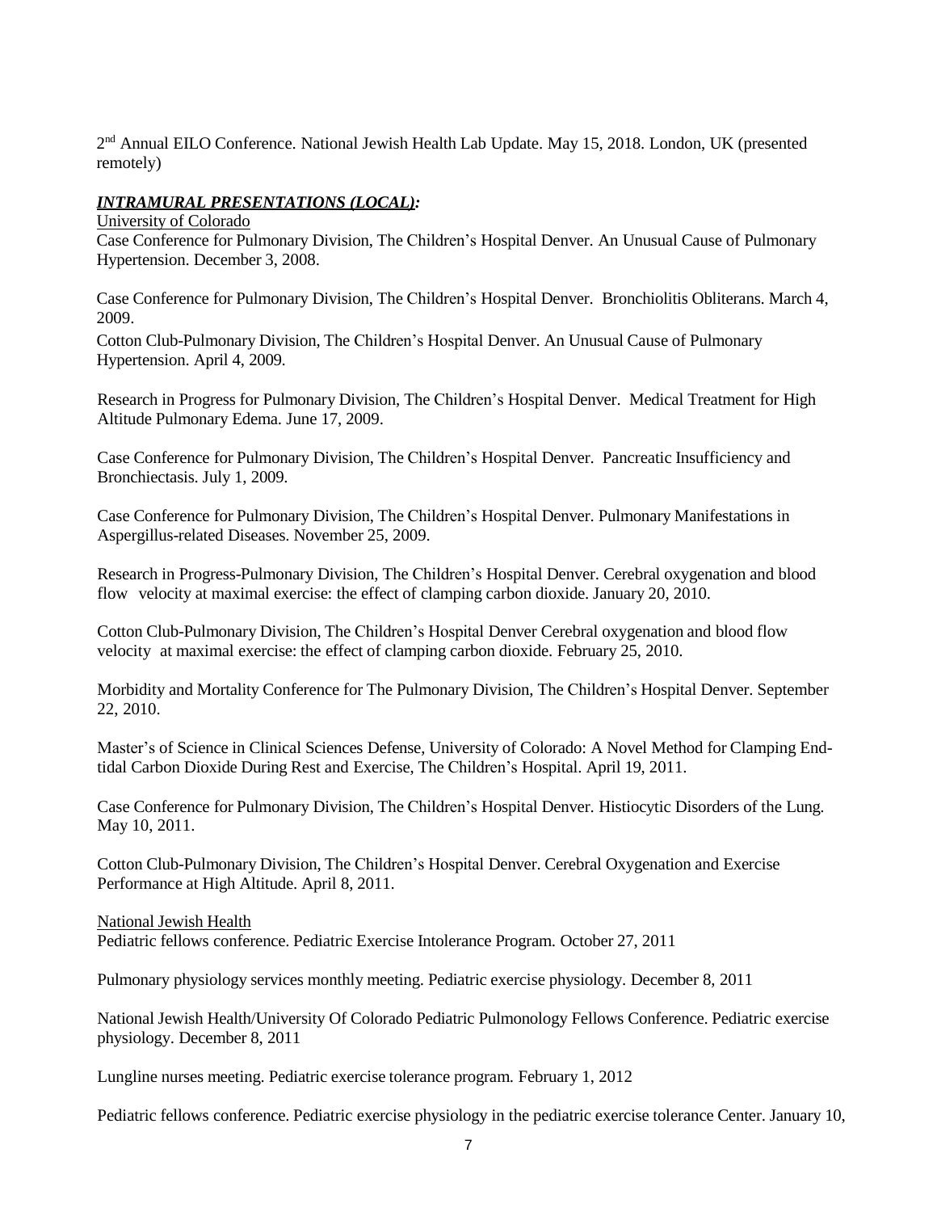2nd Annual EILO Conference. National Jewish Health Lab Update. May 15, 2018. London, UK (presented remotely)

***INTRAMURAL PRESENTATIONS (LOCAL):***

University of Colorado

Case Conference for Pulmonary Division, The Children's Hospital Denver. An Unusual Cause of Pulmonary Hypertension. December 3, 2008.

Case Conference for Pulmonary Division, The Children's Hospital Denver. Bronchiolitis Obliterans. March 4, 2009.

Cotton Club-Pulmonary Division, The Children's Hospital Denver. An Unusual Cause of Pulmonary Hypertension. April 4, 2009.

Research in Progress for Pulmonary Division, The Children's Hospital Denver. Medical Treatment for High Altitude Pulmonary Edema. June 17, 2009.

Case Conference for Pulmonary Division, The Children's Hospital Denver. Pancreatic Insufficiency and Bronchiectasis. July 1, 2009.

Case Conference for Pulmonary Division, The Children's Hospital Denver. Pulmonary Manifestations in Aspergillus-related Diseases. November 25, 2009.

Research in Progress-Pulmonary Division, The Children's Hospital Denver. Cerebral oxygenation and blood flow velocity at maximal exercise: the effect of clamping carbon dioxide. January 20, 2010.

Cotton Club-Pulmonary Division, The Children's Hospital Denver Cerebral oxygenation and blood flow velocity at maximal exercise: the effect of clamping carbon dioxide. February 25, 2010.

Morbidity and Mortality Conference for The Pulmonary Division, The Children's Hospital Denver. September 22, 2010.

Master's of Science in Clinical Sciences Defense, University of Colorado: A Novel Method for Clamping End-tidal Carbon Dioxide During Rest and Exercise, The Children's Hospital. April 19, 2011.

Case Conference for Pulmonary Division, The Children's Hospital Denver. Histiocytic Disorders of the Lung. May 10, 2011.

Cotton Club-Pulmonary Division, The Children's Hospital Denver. Cerebral Oxygenation and Exercise Performance at High Altitude. April 8, 2011.

National Jewish Health

Pediatric fellows conference. Pediatric Exercise Intolerance Program. October 27, 2011

Pulmonary physiology services monthly meeting. Pediatric exercise physiology. December 8, 2011

National Jewish Health/University Of Colorado Pediatric Pulmonology Fellows Conference. Pediatric exercise physiology. December 8, 2011

Lungline nurses meeting. Pediatric exercise tolerance program. February 1, 2012

Pediatric fellows conference. Pediatric exercise physiology in the pediatric exercise tolerance Center. January 10,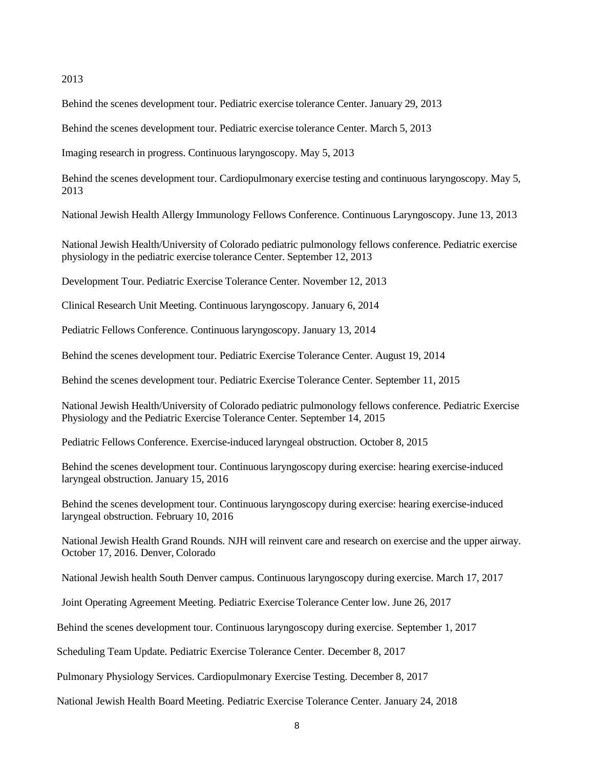2013

Behind the scenes development tour. Pediatric exercise tolerance Center. January 29, 2013

Behind the scenes development tour. Pediatric exercise tolerance Center. March 5, 2013

Imaging research in progress. Continuous laryngoscopy. May 5, 2013

Behind the scenes development tour. Cardiopulmonary exercise testing and continuous laryngoscopy. May 5, 2013

National Jewish Health Allergy Immunology Fellows Conference. Continuous Laryngoscopy. June 13, 2013

National Jewish Health/University of Colorado pediatric pulmonology fellows conference. Pediatric exercise physiology in the pediatric exercise tolerance Center. September 12, 2013

Development Tour. Pediatric Exercise Tolerance Center. November 12, 2013

Clinical Research Unit Meeting. Continuous laryngoscopy. January 6, 2014

Pediatric Fellows Conference. Continuous laryngoscopy. January 13, 2014

Behind the scenes development tour. Pediatric Exercise Tolerance Center. August 19, 2014

Behind the scenes development tour. Pediatric Exercise Tolerance Center. September 11, 2015

National Jewish Health/University of Colorado pediatric pulmonology fellows conference. Pediatric Exercise Physiology and the Pediatric Exercise Tolerance Center. September 14, 2015

Pediatric Fellows Conference. Exercise-induced laryngeal obstruction. October 8, 2015

Behind the scenes development tour. Continuous laryngoscopy during exercise: hearing exercise-induced laryngeal obstruction. January 15, 2016

Behind the scenes development tour. Continuous laryngoscopy during exercise: hearing exercise-induced laryngeal obstruction. February 10, 2016

National Jewish Health Grand Rounds. NJH will reinvent care and research on exercise and the upper airway. October 17, 2016. Denver, Colorado

National Jewish health South Denver campus. Continuous laryngoscopy during exercise. March 17, 2017

Joint Operating Agreement Meeting. Pediatric Exercise Tolerance Center low. June 26, 2017

Behind the scenes development tour. Continuous laryngoscopy during exercise. September 1, 2017

Scheduling Team Update. Pediatric Exercise Tolerance Center. December 8, 2017

Pulmonary Physiology Services. Cardiopulmonary Exercise Testing. December 8, 2017

National Jewish Health Board Meeting. Pediatric Exercise Tolerance Center. January 24, 2018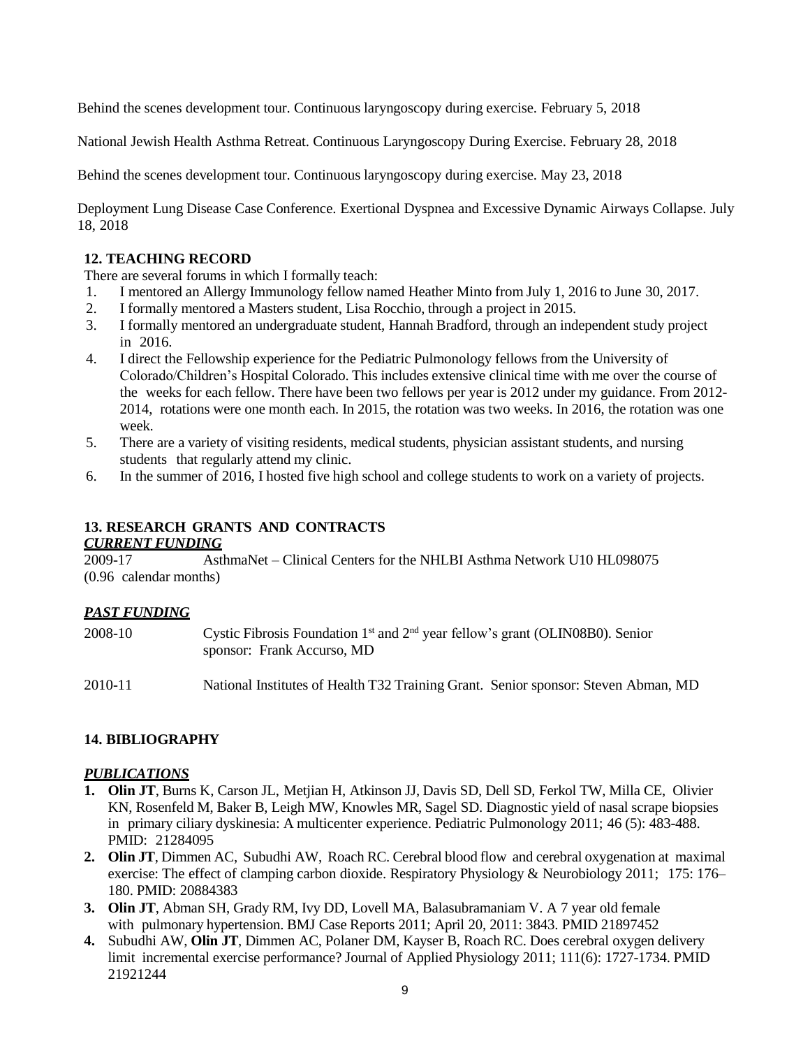Behind the scenes development tour. Continuous laryngoscopy during exercise. February 5, 2018

National Jewish Health Asthma Retreat. Continuous Laryngoscopy During Exercise. February 28, 2018

Behind the scenes development tour. Continuous laryngoscopy during exercise. May 23, 2018

Deployment Lung Disease Case Conference. Exertional Dyspnea and Excessive Dynamic Airways Collapse. July 18, 2018

## 12. TEACHING RECORD

There are several forums in which I formally teach:

1. I mentored an Allergy Immunology fellow named Heather Minto from July 1, 2016 to June 30, 2017.
2. I formally mentored a Masters student, Lisa Rocchio, through a project in 2015.
3. I formally mentored an undergraduate student, Hannah Bradford, through an independent study project in 2016.
4. I direct the Fellowship experience for the Pediatric Pulmonology fellows from the University of Colorado/Children's Hospital Colorado. This includes extensive clinical time with me over the course of the weeks for each fellow. There have been two fellows per year is 2012 under my guidance. From 2012-2014, rotations were one month each. In 2015, the rotation was two weeks. In 2016, the rotation was one week.
5. There are a variety of visiting residents, medical students, physician assistant students, and nursing students that regularly attend my clinic.
6. In the summer of 2016, I hosted five high school and college students to work on a variety of projects.

## 13. RESEARCH GRANTS AND CONTRACTS

***CURRENT FUNDING***

2009-17 AsthmaNet – Clinical Centers for the NHLBI Asthma Network U10 HL098075 (0.96 calendar months)

***PAST FUNDING***

2008-10 Cystic Fibrosis Foundation 1st and 2nd year fellow's grant (OLIN08B0). Senior sponsor: Frank Accurso, MD

2010-11 National Institutes of Health T32 Training Grant. Senior sponsor: Steven Abman, MD

## 14. BIBLIOGRAPHY

***PUBLICATIONS***

1. **Olin JT**, Burns K, Carson JL, Metjian H, Atkinson JJ, Davis SD, Dell SD, Ferkol TW, Milla CE, Olivier KN, Rosenfeld M, Baker B, Leigh MW, Knowles MR, Sagel SD. Diagnostic yield of nasal scrape biopsies in primary ciliary dyskinesia: A multicenter experience. Pediatric Pulmonology 2011; 46 (5): 483-488. PMID: 21284095
2. **Olin JT**, Dimmen AC, Subudhi AW, Roach RC. Cerebral blood flow and cerebral oxygenation at maximal exercise: The effect of clamping carbon dioxide. Respiratory Physiology & Neurobiology 2011; 175: 176–180. PMID: 20884383
3. **Olin JT**, Abman SH, Grady RM, Ivy DD, Lovell MA, Balasubramaniam V. A 7 year old female with pulmonary hypertension. BMJ Case Reports 2011; April 20, 2011: 3843. PMID 21897452
4. Subudhi AW, **Olin JT**, Dimmen AC, Polaner DM, Kayser B, Roach RC. Does cerebral oxygen delivery limit incremental exercise performance? Journal of Applied Physiology 2011; 111(6): 1727-1734. PMID 21921244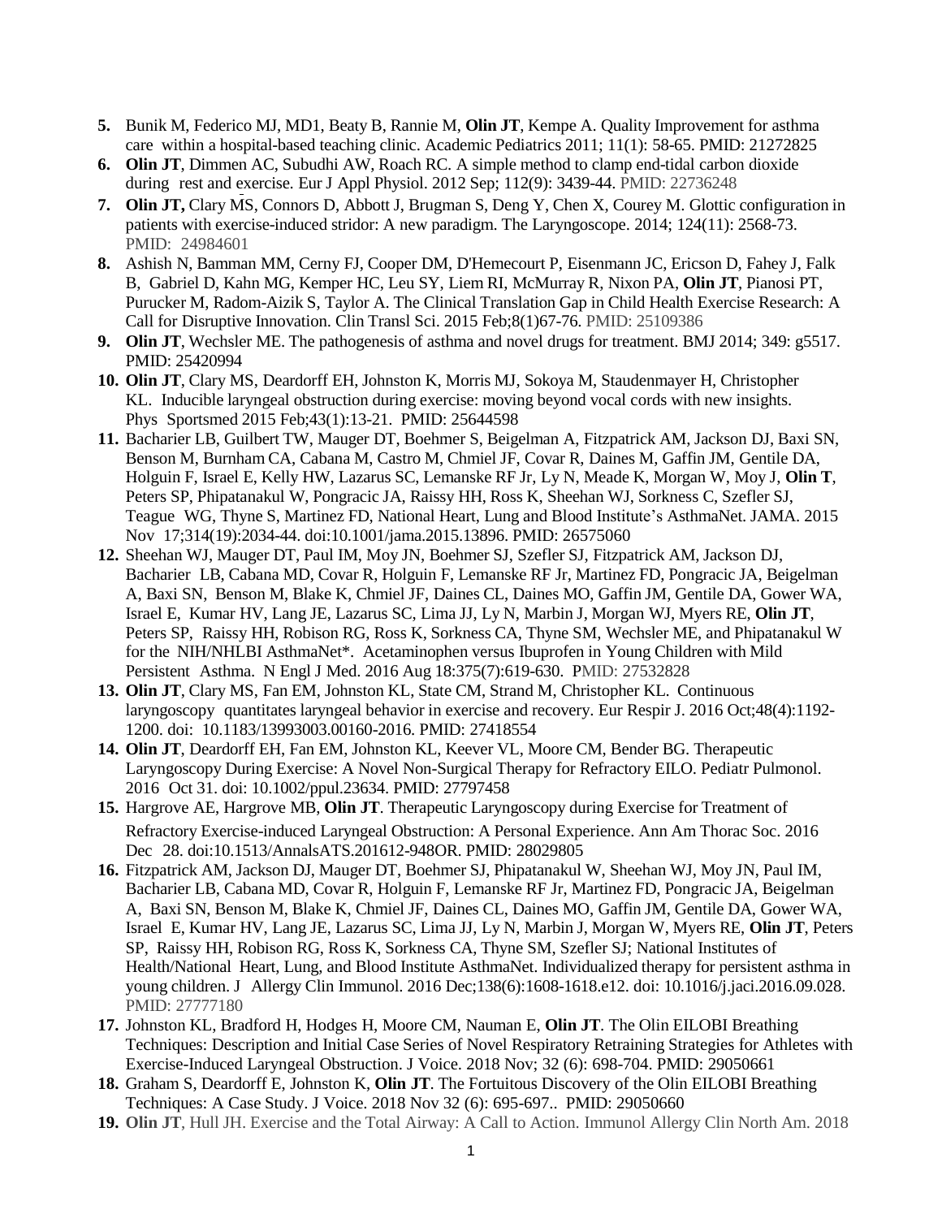5. Bunik M, Federico MJ, MD1, Beaty B, Rannie M, **Olin JT**, Kempe A. Quality Improvement for asthma care within a hospital-based teaching clinic. Academic Pediatrics 2011; 11(1): 58-65. PMID: 21272825
6. **Olin JT**, Dimmen AC, Subudhi AW, Roach RC. A simple method to clamp end-tidal carbon dioxide during rest and exercise. Eur J Appl Physiol. 2012 Sep; 112(9): 3439-44. PMID: 22736248
7. **Olin JT,** Clary MS, Connors D, Abbott J, Brugman S, Deng Y, Chen X, Courey M. Glottic configuration in patients with exercise-induced stridor: A new paradigm. The Laryngoscope. 2014; 124(11): 2568-73. PMID: 24984601
8. Ashish N, Bamman MM, Cerny FJ, Cooper DM, D'Hemecourt P, Eisenmann JC, Ericson D, Fahey J, Falk B, Gabriel D, Kahn MG, Kemper HC, Leu SY, Liem RI, McMurray R, Nixon PA, **Olin JT**, Pianosi PT, Purucker M, Radom-Aizik S, Taylor A. The Clinical Translation Gap in Child Health Exercise Research: A Call for Disruptive Innovation. Clin Transl Sci. 2015 Feb;8(1)67-76. PMID: 25109386
9. **Olin JT**, Wechsler ME. The pathogenesis of asthma and novel drugs for treatment. BMJ 2014; 349: g5517. PMID: 25420994
10. **Olin JT**, Clary MS, Deardorff EH, Johnston K, Morris MJ, Sokoya M, Staudenmayer H, Christopher KL. Inducible laryngeal obstruction during exercise: moving beyond vocal cords with new insights. Phys Sportsmed 2015 Feb;43(1):13-21. PMID: 25644598
11. Bacharier LB, Guilbert TW, Mauger DT, Boehmer S, Beigelman A, Fitzpatrick AM, Jackson DJ, Baxi SN, Benson M, Burnham CA, Cabana M, Castro M, Chmiel JF, Covar R, Daines M, Gaffin JM, Gentile DA, Holguin F, Israel E, Kelly HW, Lazarus SC, Lemanske RF Jr, Ly N, Meade K, Morgan W, Moy J, **Olin T**, Peters SP, Phipatanakul W, Pongracic JA, Raissy HH, Ross K, Sheehan WJ, Sorkness C, Szefler SJ, Teague WG, Thyne S, Martinez FD, National Heart, Lung and Blood Institute's AsthmaNet. JAMA. 2015 Nov 17;314(19):2034-44. doi:10.1001/jama.2015.13896. PMID: 26575060
12. Sheehan WJ, Mauger DT, Paul IM, Moy JN, Boehmer SJ, Szefler SJ, Fitzpatrick AM, Jackson DJ, Bacharier LB, Cabana MD, Covar R, Holguin F, Lemanske RF Jr, Martinez FD, Pongracic JA, Beigelman A, Baxi SN, Benson M, Blake K, Chmiel JF, Daines CL, Daines MO, Gaffin JM, Gentile DA, Gower WA, Israel E, Kumar HV, Lang JE, Lazarus SC, Lima JJ, Ly N, Marbin J, Morgan WJ, Myers RE, **Olin JT**, Peters SP, Raissy HH, Robison RG, Ross K, Sorkness CA, Thyne SM, Wechsler ME, and Phipatanakul W for the NIH/NHLBI AsthmaNet*. Acetaminophen versus Ibuprofen in Young Children with Mild Persistent Asthma. N Engl J Med. 2016 Aug 18:375(7):619-630. PMID: 27532828
13. **Olin JT**, Clary MS, Fan EM, Johnston KL, State CM, Strand M, Christopher KL. Continuous laryngoscopy quantitates laryngeal behavior in exercise and recovery. Eur Respir J. 2016 Oct;48(4):1192-1200. doi: 10.1183/13993003.00160-2016. PMID: 27418554
14. **Olin JT**, Deardorff EH, Fan EM, Johnston KL, Keever VL, Moore CM, Bender BG. Therapeutic Laryngoscopy During Exercise: A Novel Non-Surgical Therapy for Refractory EILO. Pediatr Pulmonol. 2016 Oct 31. doi: 10.1002/ppul.23634. PMID: 27797458
15. Hargrove AE, Hargrove MB, **Olin JT**. Therapeutic Laryngoscopy during Exercise for Treatment of Refractory Exercise-induced Laryngeal Obstruction: A Personal Experience. Ann Am Thorac Soc. 2016 Dec 28. doi:10.1513/AnnalsATS.201612-948OR. PMID: 28029805
16. Fitzpatrick AM, Jackson DJ, Mauger DT, Boehmer SJ, Phipatanakul W, Sheehan WJ, Moy JN, Paul IM, Bacharier LB, Cabana MD, Covar R, Holguin F, Lemanske RF Jr, Martinez FD, Pongracic JA, Beigelman A, Baxi SN, Benson M, Blake K, Chmiel JF, Daines CL, Daines MO, Gaffin JM, Gentile DA, Gower WA, Israel E, Kumar HV, Lang JE, Lazarus SC, Lima JJ, Ly N, Marbin J, Morgan W, Myers RE, **Olin JT**, Peters SP, Raissy HH, Robison RG, Ross K, Sorkness CA, Thyne SM, Szefler SJ; National Institutes of Health/National Heart, Lung, and Blood Institute AsthmaNet. Individualized therapy for persistent asthma in young children. J Allergy Clin Immunol. 2016 Dec;138(6):1608-1618.e12. doi: 10.1016/j.jaci.2016.09.028. PMID: 27777180
17. Johnston KL, Bradford H, Hodges H, Moore CM, Nauman E, **Olin JT**. The Olin EILOBI Breathing Techniques: Description and Initial Case Series of Novel Respiratory Retraining Strategies for Athletes with Exercise-Induced Laryngeal Obstruction. J Voice. 2018 Nov; 32 (6): 698-704. PMID: 29050661
18. Graham S, Deardorff E, Johnston K, **Olin JT**. The Fortuitous Discovery of the Olin EILOBI Breathing Techniques: A Case Study. J Voice. 2018 Nov 32 (6): 695-697.. PMID: 29050660
19. **Olin JT**, Hull JH. Exercise and the Total Airway: A Call to Action. Immunol Allergy Clin North Am. 2018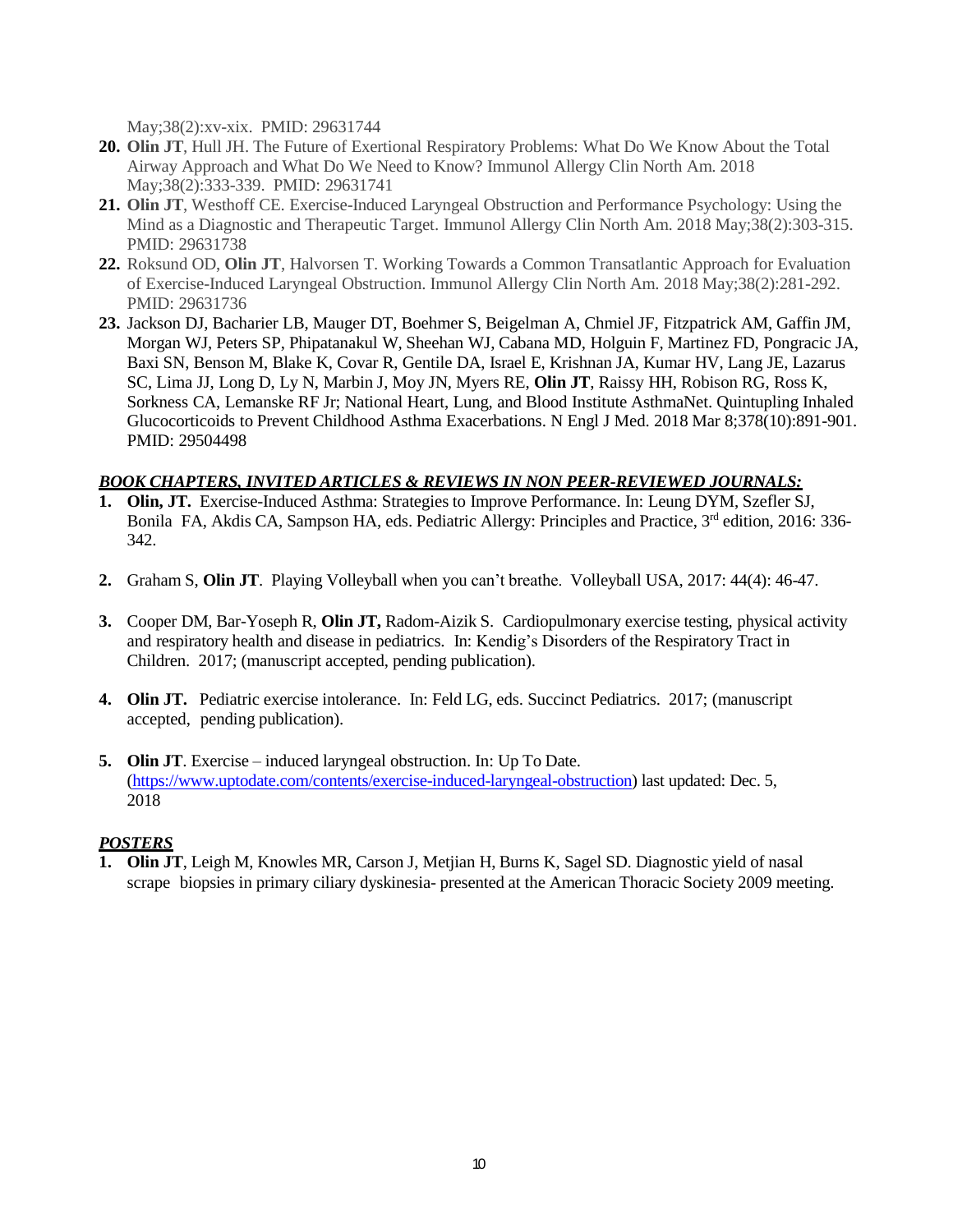May;38(2):xv-xix. PMID: 29631744

20. **Olin JT**, Hull JH. The Future of Exertional Respiratory Problems: What Do We Know About the Total Airway Approach and What Do We Need to Know? Immunol Allergy Clin North Am. 2018 May;38(2):333-339. PMID: 29631741
21. **Olin JT**, Westhoff CE. Exercise-Induced Laryngeal Obstruction and Performance Psychology: Using the Mind as a Diagnostic and Therapeutic Target. Immunol Allergy Clin North Am. 2018 May;38(2):303-315. PMID: 29631738
22. Roksund OD, **Olin JT**, Halvorsen T. Working Towards a Common Transatlantic Approach for Evaluation of Exercise-Induced Laryngeal Obstruction. Immunol Allergy Clin North Am. 2018 May;38(2):281-292. PMID: 29631736
23. Jackson DJ, Bacharier LB, Mauger DT, Boehmer S, Beigelman A, Chmiel JF, Fitzpatrick AM, Gaffin JM, Morgan WJ, Peters SP, Phipatanakul W, Sheehan WJ, Cabana MD, Holguin F, Martinez FD, Pongracic JA, Baxi SN, Benson M, Blake K, Covar R, Gentile DA, Israel E, Krishnan JA, Kumar HV, Lang JE, Lazarus SC, Lima JJ, Long D, Ly N, Marbin J, Moy JN, Myers RE, **Olin JT**, Raissy HH, Robison RG, Ross K, Sorkness CA, Lemanske RF Jr; National Heart, Lung, and Blood Institute AsthmaNet. Quintupling Inhaled Glucocorticoids to Prevent Childhood Asthma Exacerbations. N Engl J Med. 2018 Mar 8;378(10):891-901. PMID: 29504498

***BOOK CHAPTERS, INVITED ARTICLES & REVIEWS IN NON PEER-REVIEWED JOURNALS:***

1. **Olin, JT.** Exercise-Induced Asthma: Strategies to Improve Performance. In: Leung DYM, Szefler SJ, Bonila FA, Akdis CA, Sampson HA, eds. Pediatric Allergy: Principles and Practice, 3rd edition, 2016: 336-342.

2. Graham S, **Olin JT**. Playing Volleyball when you can't breathe. Volleyball USA, 2017: 44(4): 46-47.

3. Cooper DM, Bar-Yoseph R, **Olin JT,** Radom-Aizik S. Cardiopulmonary exercise testing, physical activity and respiratory health and disease in pediatrics. In: Kendig's Disorders of the Respiratory Tract in Children. 2017; (manuscript accepted, pending publication).

4. **Olin JT.** Pediatric exercise intolerance. In: Feld LG, eds. Succinct Pediatrics. 2017; (manuscript accepted, pending publication).

5. **Olin JT**. Exercise – induced laryngeal obstruction. In: Up To Date. (https://www.uptodate.com/contents/exercise-induced-laryngeal-obstruction) last updated: Dec. 5, 2018

***POSTERS***

1. **Olin JT**, Leigh M, Knowles MR, Carson J, Metjian H, Burns K, Sagel SD. Diagnostic yield of nasal scrape biopsies in primary ciliary dyskinesia- presented at the American Thoracic Society 2009 meeting.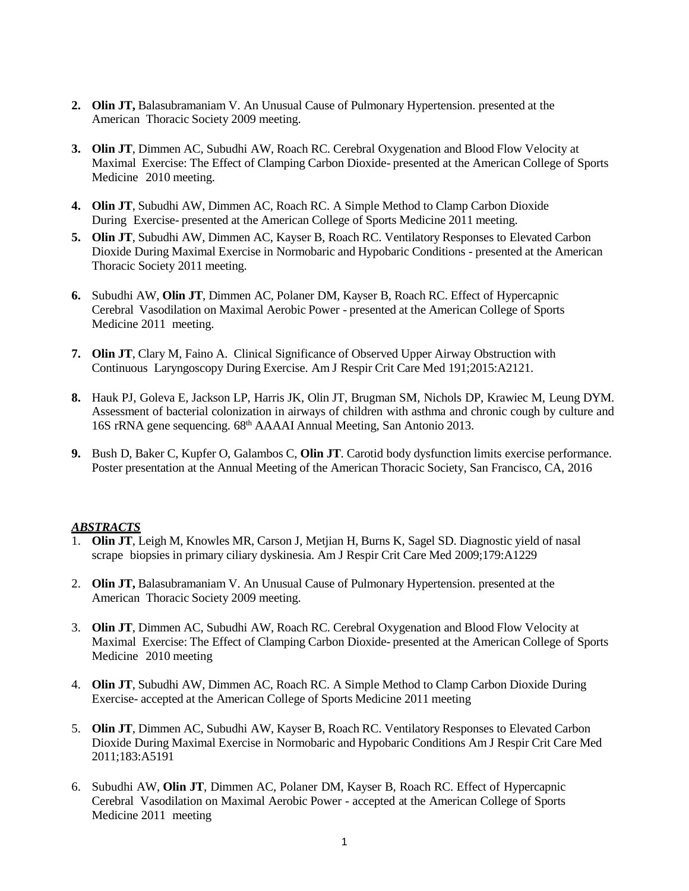2. **Olin JT,** Balasubramaniam V. An Unusual Cause of Pulmonary Hypertension. presented at the American Thoracic Society 2009 meeting.

3. **Olin JT**, Dimmen AC, Subudhi AW, Roach RC. Cerebral Oxygenation and Blood Flow Velocity at Maximal Exercise: The Effect of Clamping Carbon Dioxide- presented at the American College of Sports Medicine 2010 meeting.

4. **Olin JT**, Subudhi AW, Dimmen AC, Roach RC. A Simple Method to Clamp Carbon Dioxide During Exercise- presented at the American College of Sports Medicine 2011 meeting.

5. **Olin JT**, Subudhi AW, Dimmen AC, Kayser B, Roach RC. Ventilatory Responses to Elevated Carbon Dioxide During Maximal Exercise in Normobaric and Hypobaric Conditions - presented at the American Thoracic Society 2011 meeting.

6. Subudhi AW, **Olin JT**, Dimmen AC, Polaner DM, Kayser B, Roach RC. Effect of Hypercapnic Cerebral Vasodilation on Maximal Aerobic Power - presented at the American College of Sports Medicine 2011 meeting.

7. **Olin JT**, Clary M, Faino A. Clinical Significance of Observed Upper Airway Obstruction with Continuous Laryngoscopy During Exercise. Am J Respir Crit Care Med 191;2015:A2121.

8. Hauk PJ, Goleva E, Jackson LP, Harris JK, Olin JT, Brugman SM, Nichols DP, Krawiec M, Leung DYM. Assessment of bacterial colonization in airways of children with asthma and chronic cough by culture and 16S rRNA gene sequencing. 68th AAAAI Annual Meeting, San Antonio 2013.

9. Bush D, Baker C, Kupfer O, Galambos C, **Olin JT**. Carotid body dysfunction limits exercise performance. Poster presentation at the Annual Meeting of the American Thoracic Society, San Francisco, CA, 2016

***ABSTRACTS***

1. **Olin JT**, Leigh M, Knowles MR, Carson J, Metjian H, Burns K, Sagel SD. Diagnostic yield of nasal scrape biopsies in primary ciliary dyskinesia. Am J Respir Crit Care Med 2009;179:A1229

2. **Olin JT,** Balasubramaniam V. An Unusual Cause of Pulmonary Hypertension. presented at the American Thoracic Society 2009 meeting.

3. **Olin JT**, Dimmen AC, Subudhi AW, Roach RC. Cerebral Oxygenation and Blood Flow Velocity at Maximal Exercise: The Effect of Clamping Carbon Dioxide- presented at the American College of Sports Medicine 2010 meeting

4. **Olin JT**, Subudhi AW, Dimmen AC, Roach RC. A Simple Method to Clamp Carbon Dioxide During Exercise- accepted at the American College of Sports Medicine 2011 meeting

5. **Olin JT**, Dimmen AC, Subudhi AW, Kayser B, Roach RC. Ventilatory Responses to Elevated Carbon Dioxide During Maximal Exercise in Normobaric and Hypobaric Conditions Am J Respir Crit Care Med 2011;183:A5191

6. Subudhi AW, **Olin JT**, Dimmen AC, Polaner DM, Kayser B, Roach RC. Effect of Hypercapnic Cerebral Vasodilation on Maximal Aerobic Power - accepted at the American College of Sports Medicine 2011 meeting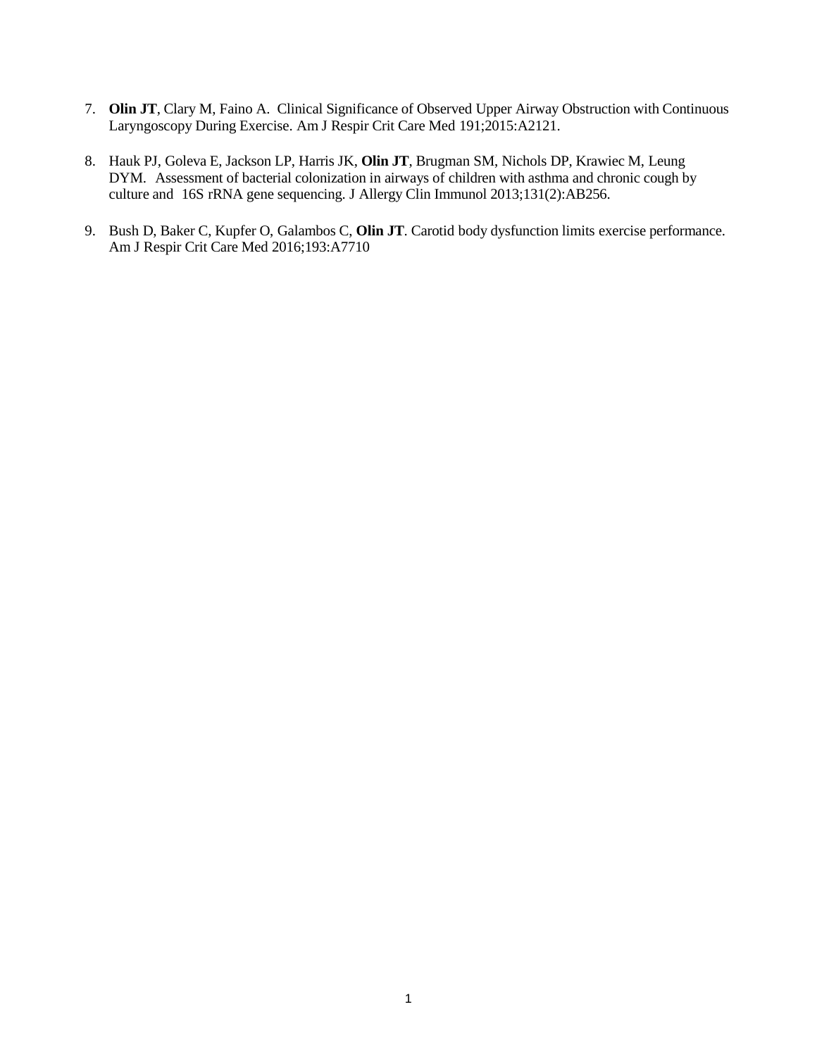7. **Olin JT**, Clary M, Faino A. Clinical Significance of Observed Upper Airway Obstruction with Continuous Laryngoscopy During Exercise. Am J Respir Crit Care Med 191;2015:A2121.

8. Hauk PJ, Goleva E, Jackson LP, Harris JK, **Olin JT**, Brugman SM, Nichols DP, Krawiec M, Leung DYM. Assessment of bacterial colonization in airways of children with asthma and chronic cough by culture and 16S rRNA gene sequencing. J Allergy Clin Immunol 2013;131(2):AB256.

9. Bush D, Baker C, Kupfer O, Galambos C, **Olin JT**. Carotid body dysfunction limits exercise performance. Am J Respir Crit Care Med 2016;193:A7710